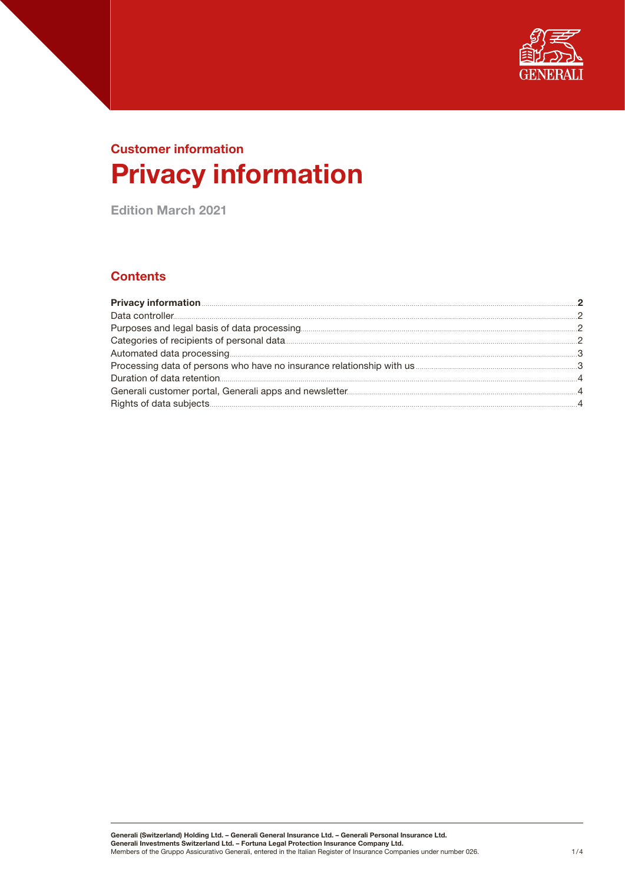Customer information

# Privacy information

Edition March 2021

## Contents

| | |
|---|---|
| **Privacy information** | **2** |
| Data controller | 2 |
| Purposes and legal basis of data processing | 2 |
| Categories of recipients of personal data | 2 |
| Automated data processing | 3 |
| Processing data of persons who have no insurance relationship with us | 3 |
| Duration of data retention | 4 |
| Generali customer portal, Generali apps and newsletter | 4 |
| Rights of data subjects | 4 |

**Generali (Switzerland) Holding Ltd. – Generali General Insurance Ltd. – Generali Personal Insurance Ltd.**
**Generali Investments Switzerland Ltd. – Fortuna Legal Protection Insurance Company Ltd.**
Members of the Gruppo Assicurativo Generali, entered in the Italian Register of Insurance Companies under number 026.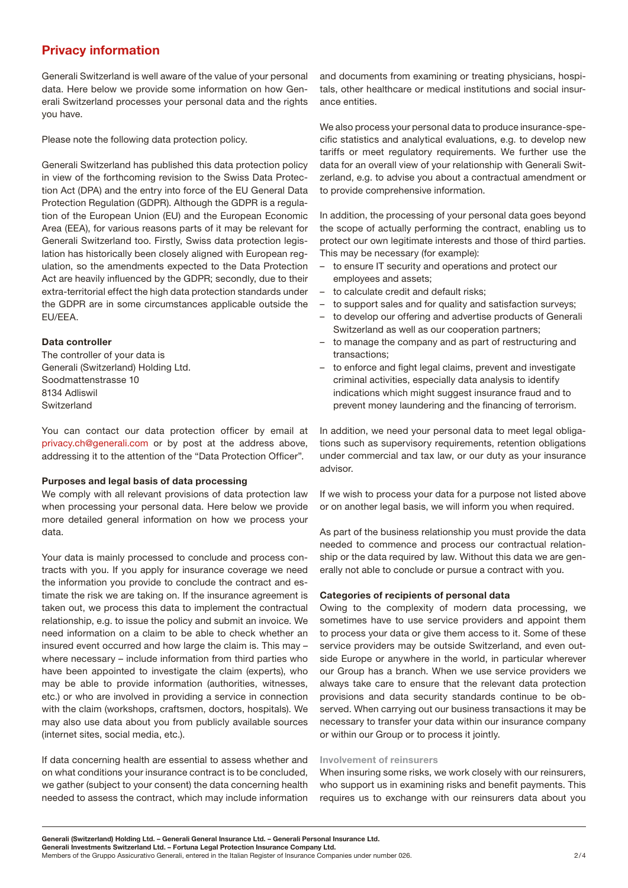# Privacy information

Generali Switzerland is well aware of the value of your personal data. Here below we provide some information on how Generali Switzerland processes your personal data and the rights you have.

Please note the following data protection policy.

Generali Switzerland has published this data protection policy in view of the forthcoming revision to the Swiss Data Protection Act (DPA) and the entry into force of the EU General Data Protection Regulation (GDPR). Although the GDPR is a regulation of the European Union (EU) and the European Economic Area (EEA), for various reasons parts of it may be relevant for Generali Switzerland too. Firstly, Swiss data protection legislation has historically been closely aligned with European regulation, so the amendments expected to the Data Protection Act are heavily influenced by the GDPR; secondly, due to their extra-territorial effect the high data protection standards under the GDPR are in some circumstances applicable outside the EU/EEA.

**Data controller**

The controller of your data is
Generali (Switzerland) Holding Ltd.
Soodmattenstrasse 10
8134 Adliswil
Switzerland

You can contact our data protection officer by email at privacy.ch@generali.com or by post at the address above, addressing it to the attention of the "Data Protection Officer".

**Purposes and legal basis of data processing**

We comply with all relevant provisions of data protection law when processing your personal data. Here below we provide more detailed general information on how we process your data.

Your data is mainly processed to conclude and process contracts with you. If you apply for insurance coverage we need the information you provide to conclude the contract and estimate the risk we are taking on. If the insurance agreement is taken out, we process this data to implement the contractual relationship, e.g. to issue the policy and submit an invoice. We need information on a claim to be able to check whether an insured event occurred and how large the claim is. This may – where necessary – include information from third parties who have been appointed to investigate the claim (experts), who may be able to provide information (authorities, witnesses, etc.) or who are involved in providing a service in connection with the claim (workshops, craftsmen, doctors, hospitals). We may also use data about you from publicly available sources (internet sites, social media, etc.).

If data concerning health are essential to assess whether and on what conditions your insurance contract is to be concluded, we gather (subject to your consent) the data concerning health needed to assess the contract, which may include information and documents from examining or treating physicians, hospitals, other healthcare or medical institutions and social insurance entities.

We also process your personal data to produce insurance-specific statistics and analytical evaluations, e.g. to develop new tariffs or meet regulatory requirements. We further use the data for an overall view of your relationship with Generali Switzerland, e.g. to advise you about a contractual amendment or to provide comprehensive information.

In addition, the processing of your personal data goes beyond the scope of actually performing the contract, enabling us to protect our own legitimate interests and those of third parties. This may be necessary (for example):

- to ensure IT security and operations and protect our employees and assets;
- to calculate credit and default risks;
- to support sales and for quality and satisfaction surveys;
- to develop our offering and advertise products of Generali Switzerland as well as our cooperation partners;
- to manage the company and as part of restructuring and transactions;
- to enforce and fight legal claims, prevent and investigate criminal activities, especially data analysis to identify indications which might suggest insurance fraud and to prevent money laundering and the financing of terrorism.

In addition, we need your personal data to meet legal obligations such as supervisory requirements, retention obligations under commercial and tax law, or our duty as your insurance advisor.

If we wish to process your data for a purpose not listed above or on another legal basis, we will inform you when required.

As part of the business relationship you must provide the data needed to commence and process our contractual relationship or the data required by law. Without this data we are generally not able to conclude or pursue a contract with you.

**Categories of recipients of personal data**

Owing to the complexity of modern data processing, we sometimes have to use service providers and appoint them to process your data or give them access to it. Some of these service providers may be outside Switzerland, and even outside Europe or anywhere in the world, in particular wherever our Group has a branch. When we use service providers we always take care to ensure that the relevant data protection provisions and data security standards continue to be observed. When carrying out our business transactions it may be necessary to transfer your data within our insurance company or within our Group or to process it jointly.

**Involvement of reinsurers**

When insuring some risks, we work closely with our reinsurers, who support us in examining risks and benefit payments. This requires us to exchange with our reinsurers data about you

**Generali (Switzerland) Holding Ltd. – Generali General Insurance Ltd. – Generali Personal Insurance Ltd.**
**Generali Investments Switzerland Ltd. – Fortuna Legal Protection Insurance Company Ltd.**
Members of the Gruppo Assicurativo Generali, entered in the Italian Register of Insurance Companies under number 026.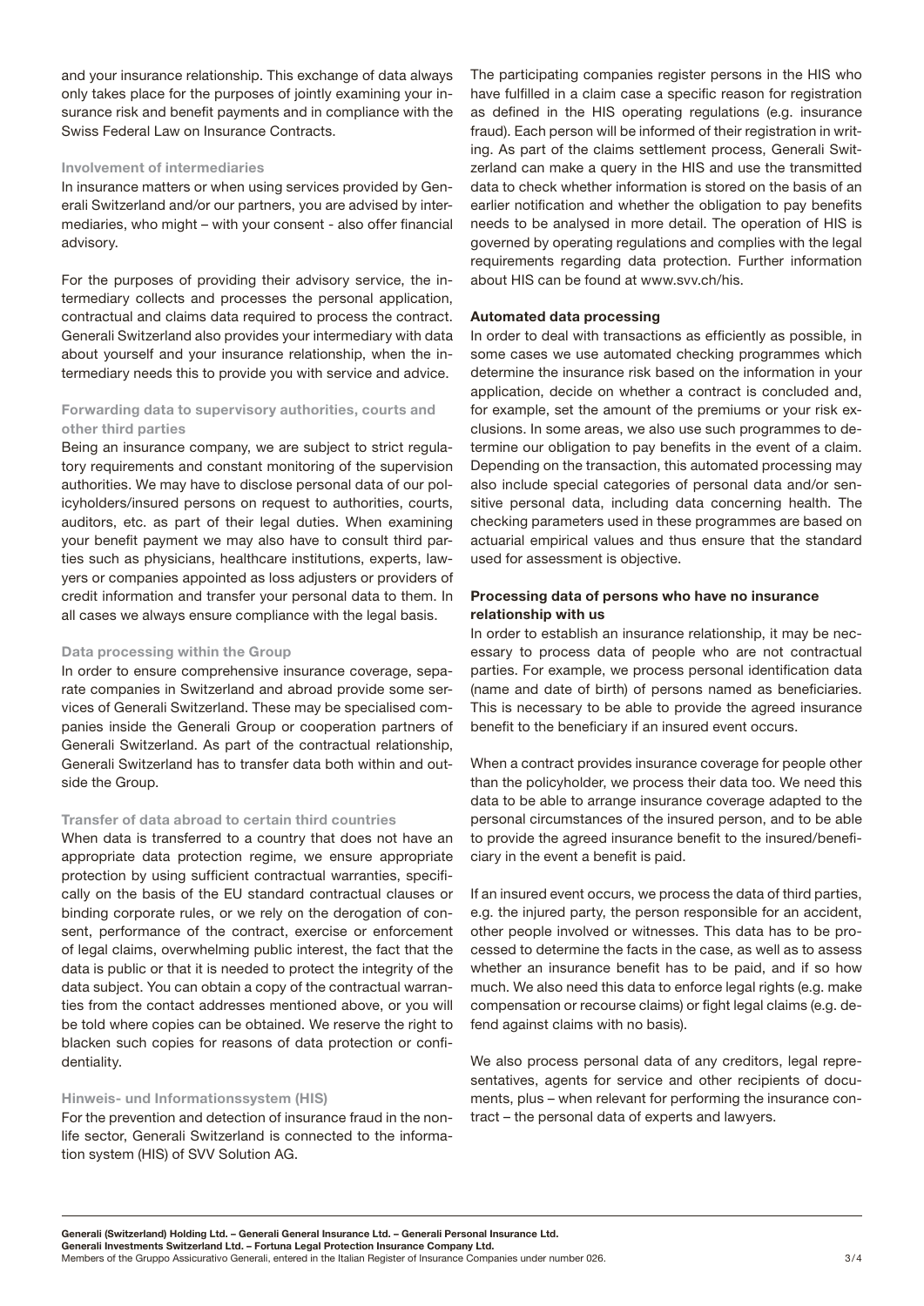and your insurance relationship. This exchange of data always only takes place for the purposes of jointly examining your insurance risk and benefit payments and in compliance with the Swiss Federal Law on Insurance Contracts.

### Involvement of intermediaries

In insurance matters or when using services provided by Generali Switzerland and/or our partners, you are advised by intermediaries, who might – with your consent - also offer financial advisory.

For the purposes of providing their advisory service, the intermediary collects and processes the personal application, contractual and claims data required to process the contract. Generali Switzerland also provides your intermediary with data about yourself and your insurance relationship, when the intermediary needs this to provide you with service and advice.

### Forwarding data to supervisory authorities, courts and other third parties

Being an insurance company, we are subject to strict regulatory requirements and constant monitoring of the supervision authorities. We may have to disclose personal data of our policyholders/insured persons on request to authorities, courts, auditors, etc. as part of their legal duties. When examining your benefit payment we may also have to consult third parties such as physicians, healthcare institutions, experts, lawyers or companies appointed as loss adjusters or providers of credit information and transfer your personal data to them. In all cases we always ensure compliance with the legal basis.

### Data processing within the Group

In order to ensure comprehensive insurance coverage, separate companies in Switzerland and abroad provide some services of Generali Switzerland. These may be specialised companies inside the Generali Group or cooperation partners of Generali Switzerland. As part of the contractual relationship, Generali Switzerland has to transfer data both within and outside the Group.

### Transfer of data abroad to certain third countries

When data is transferred to a country that does not have an appropriate data protection regime, we ensure appropriate protection by using sufficient contractual warranties, specifically on the basis of the EU standard contractual clauses or binding corporate rules, or we rely on the derogation of consent, performance of the contract, exercise or enforcement of legal claims, overwhelming public interest, the fact that the data is public or that it is needed to protect the integrity of the data subject. You can obtain a copy of the contractual warranties from the contact addresses mentioned above, or you will be told where copies can be obtained. We reserve the right to blacken such copies for reasons of data protection or confidentiality.

### Hinweis- und Informationssystem (HIS)

For the prevention and detection of insurance fraud in the non-life sector, Generali Switzerland is connected to the information system (HIS) of SVV Solution AG.

The participating companies register persons in the HIS who have fulfilled in a claim case a specific reason for registration as defined in the HIS operating regulations (e.g. insurance fraud). Each person will be informed of their registration in writing. As part of the claims settlement process, Generali Switzerland can make a query in the HIS and use the transmitted data to check whether information is stored on the basis of an earlier notification and whether the obligation to pay benefits needs to be analysed in more detail. The operation of HIS is governed by operating regulations and complies with the legal requirements regarding data protection. Further information about HIS can be found at www.svv.ch/his.

### Automated data processing

In order to deal with transactions as efficiently as possible, in some cases we use automated checking programmes which determine the insurance risk based on the information in your application, decide on whether a contract is concluded and, for example, set the amount of the premiums or your risk exclusions. In some areas, we also use such programmes to determine our obligation to pay benefits in the event of a claim. Depending on the transaction, this automated processing may also include special categories of personal data and/or sensitive personal data, including data concerning health. The checking parameters used in these programmes are based on actuarial empirical values and thus ensure that the standard used for assessment is objective.

### Processing data of persons who have no insurance relationship with us

In order to establish an insurance relationship, it may be necessary to process data of people who are not contractual parties. For example, we process personal identification data (name and date of birth) of persons named as beneficiaries. This is necessary to be able to provide the agreed insurance benefit to the beneficiary if an insured event occurs.

When a contract provides insurance coverage for people other than the policyholder, we process their data too. We need this data to be able to arrange insurance coverage adapted to the personal circumstances of the insured person, and to be able to provide the agreed insurance benefit to the insured/beneficiary in the event a benefit is paid.

If an insured event occurs, we process the data of third parties, e.g. the injured party, the person responsible for an accident, other people involved or witnesses. This data has to be processed to determine the facts in the case, as well as to assess whether an insurance benefit has to be paid, and if so how much. We also need this data to enforce legal rights (e.g. make compensation or recourse claims) or fight legal claims (e.g. defend against claims with no basis).

We also process personal data of any creditors, legal representatives, agents for service and other recipients of documents, plus – when relevant for performing the insurance contract – the personal data of experts and lawyers.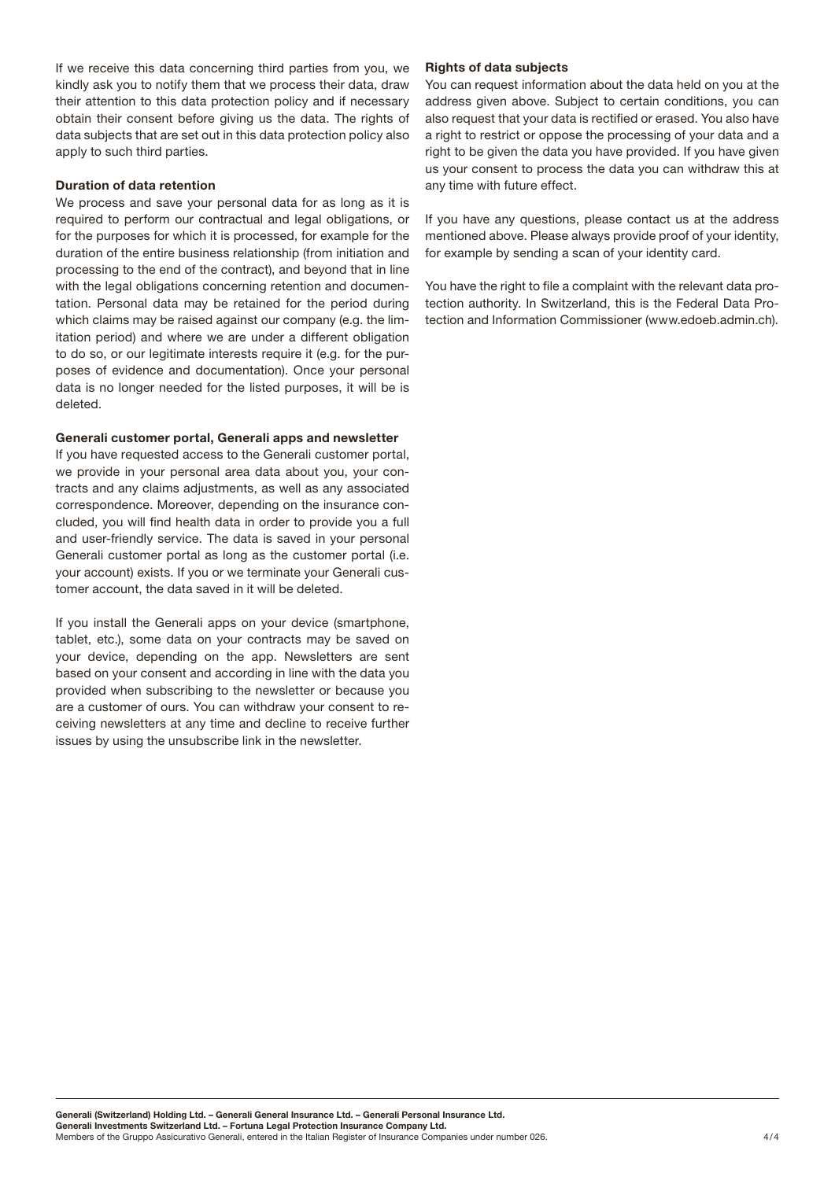If we receive this data concerning third parties from you, we kindly ask you to notify them that we process their data, draw their attention to this data protection policy and if necessary obtain their consent before giving us the data. The rights of data subjects that are set out in this data protection policy also apply to such third parties.

**Duration of data retention**

We process and save your personal data for as long as it is required to perform our contractual and legal obligations, or for the purposes for which it is processed, for example for the duration of the entire business relationship (from initiation and processing to the end of the contract), and beyond that in line with the legal obligations concerning retention and documentation. Personal data may be retained for the period during which claims may be raised against our company (e.g. the limitation period) and where we are under a different obligation to do so, or our legitimate interests require it (e.g. for the purposes of evidence and documentation). Once your personal data is no longer needed for the listed purposes, it will be is deleted.

**Generali customer portal, Generali apps and newsletter**

If you have requested access to the Generali customer portal, we provide in your personal area data about you, your contracts and any claims adjustments, as well as any associated correspondence. Moreover, depending on the insurance concluded, you will find health data in order to provide you a full and user-friendly service. The data is saved in your personal Generali customer portal as long as the customer portal (i.e. your account) exists. If you or we terminate your Generali customer account, the data saved in it will be deleted.

If you install the Generali apps on your device (smartphone, tablet, etc.), some data on your contracts may be saved on your device, depending on the app. Newsletters are sent based on your consent and according in line with the data you provided when subscribing to the newsletter or because you are a customer of ours. You can withdraw your consent to receiving newsletters at any time and decline to receive further issues by using the unsubscribe link in the newsletter.

**Rights of data subjects**

You can request information about the data held on you at the address given above. Subject to certain conditions, you can also request that your data is rectified or erased. You also have a right to restrict or oppose the processing of your data and a right to be given the data you have provided. If you have given us your consent to process the data you can withdraw this at any time with future effect.

If you have any questions, please contact us at the address mentioned above. Please always provide proof of your identity, for example by sending a scan of your identity card.

You have the right to file a complaint with the relevant data protection authority. In Switzerland, this is the Federal Data Protection and Information Commissioner (www.edoeb.admin.ch).

**Generali (Switzerland) Holding Ltd. – Generali General Insurance Ltd. – Generali Personal Insurance Ltd.**
**Generali Investments Switzerland Ltd. – Fortuna Legal Protection Insurance Company Ltd.**
Members of the Gruppo Assicurativo Generali, entered in the Italian Register of Insurance Companies under number 026.